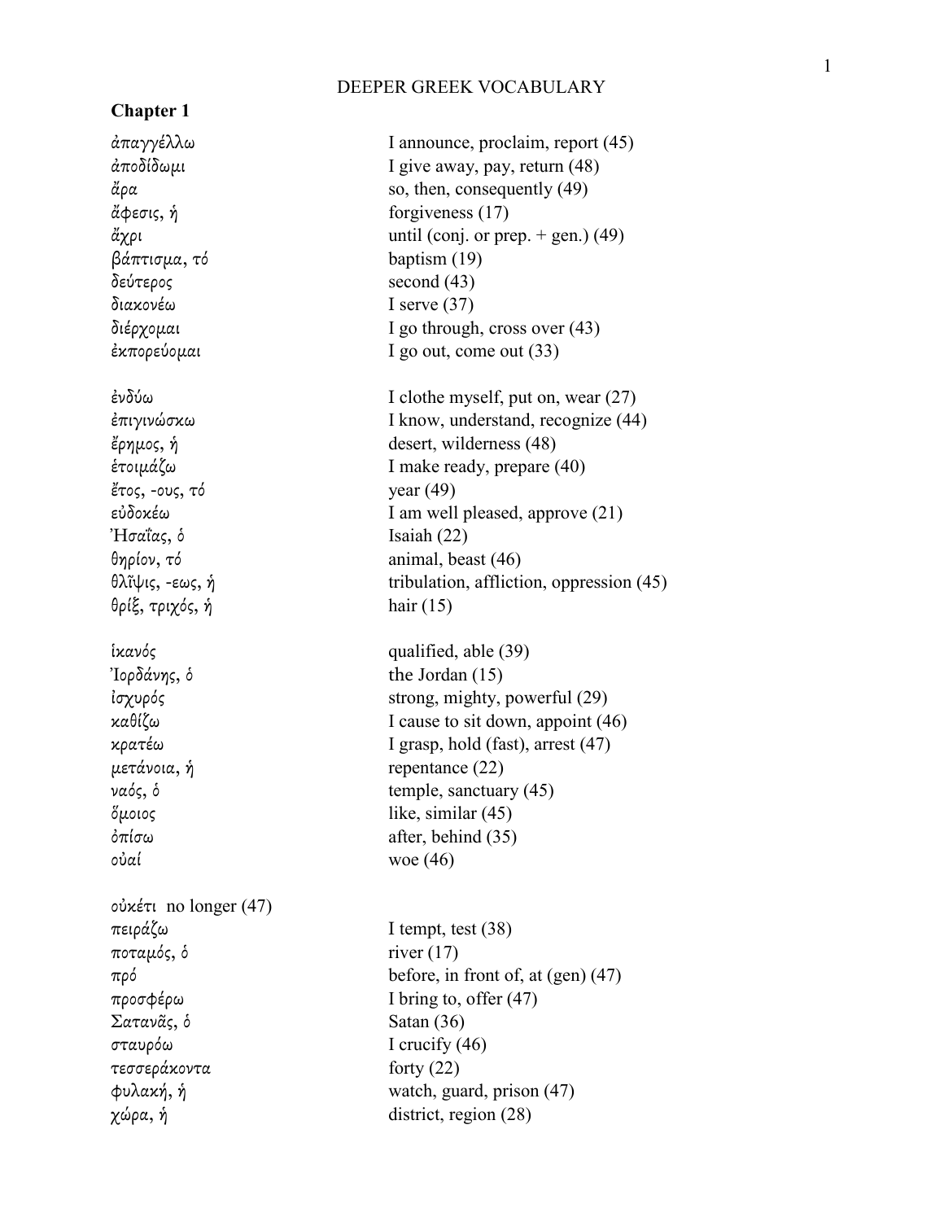# DEEPER GREEK VOCABULARY

## Chapter 1

| | |
|---|---|
| ἀπαγγέλλω | I announce, proclaim, report (45) |
| ἀποδίδωμι | I give away, pay, return (48) |
| ἄρα | so, then, consequently (49) |
| ἄφεσις, ἡ | forgiveness (17) |
| ἄχρι | until (conj. or prep. + gen.) (49) |
| βάπτισμα, τό | baptism (19) |
| δεύτερος | second (43) |
| διακονέω | I serve (37) |
| διέρχομαι | I go through, cross over (43) |
| ἐκπορεύομαι | I go out, come out (33) |
| ἐνδύω | I clothe myself, put on, wear (27) |
| ἐπιγινώσκω | I know, understand, recognize (44) |
| ἔρημος, ἡ | desert, wilderness (48) |
| ἑτοιμάζω | I make ready, prepare (40) |
| ἔτος, -ους, τό | year (49) |
| εὐδοκέω | I am well pleased, approve (21) |
| Ἠσαΐας, ὁ | Isaiah (22) |
| θηρίον, τό | animal, beast (46) |
| θλῖψις, -εως, ἡ | tribulation, affliction, oppression (45) |
| θρίξ, τριχός, ἡ | hair (15) |
| ἱκανός | qualified, able (39) |
| Ἰορδάνης, ὁ | the Jordan (15) |
| ἰσχυρός | strong, mighty, powerful (29) |
| καθίζω | I cause to sit down, appoint (46) |
| κρατέω | I grasp, hold (fast), arrest (47) |
| μετάνοια, ἡ | repentance (22) |
| ναός, ὁ | temple, sanctuary (45) |
| ὅμοιος | like, similar (45) |
| ὀπίσω | after, behind (35) |
| οὐαί | woe (46) |
| οὐκέτι | no longer (47) |
| πειράζω | I tempt, test (38) |
| ποταμός, ὁ | river (17) |
| πρό | before, in front of, at (gen) (47) |
| προσφέρω | I bring to, offer (47) |
| Σατανᾶς, ὁ | Satan (36) |
| σταυρόω | I crucify (46) |
| τεσσεράκοντα | forty (22) |
| φυλακή, ἡ | watch, guard, prison (47) |
| χώρα, ἡ | district, region (28) |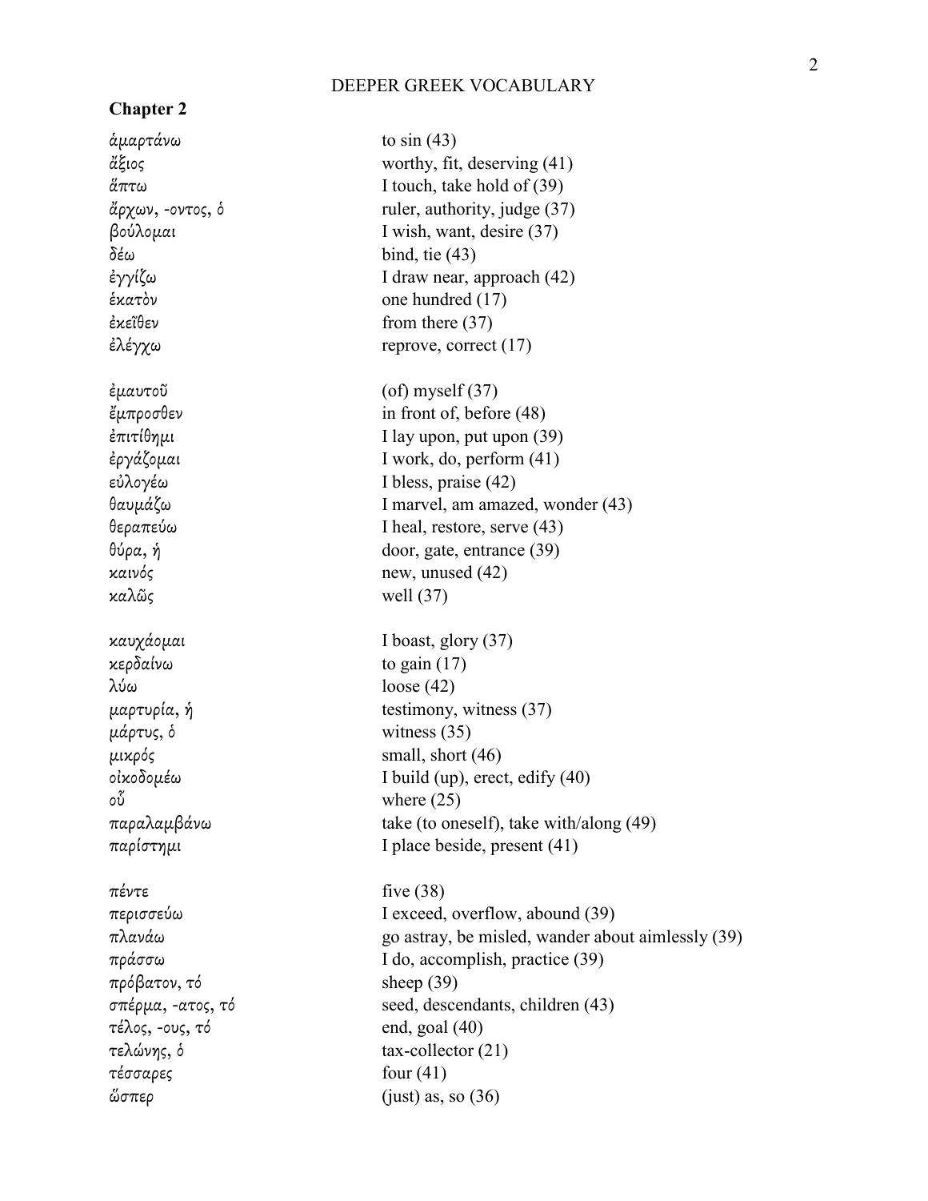## Chapter 2

| | |
|---|---|
| ἁμαρτάνω | to sin (43) |
| ἄξιος | worthy, fit, deserving (41) |
| ἅπτω | I touch, take hold of (39) |
| ἄρχων, -οντος, ὁ | ruler, authority, judge (37) |
| βούλομαι | I wish, want, desire (37) |
| δέω | bind, tie (43) |
| ἐγγίζω | I draw near, approach (42) |
| ἑκατὸν | one hundred (17) |
| ἐκεῖθεν | from there (37) |
| ἐλέγχω | reprove, correct (17) |
| ἐμαυτοῦ | (of) myself (37) |
| ἔμπροσθεν | in front of, before (48) |
| ἐπιτίθημι | I lay upon, put upon (39) |
| ἐργάζομαι | I work, do, perform (41) |
| εὐλογέω | I bless, praise (42) |
| θαυμάζω | I marvel, am amazed, wonder (43) |
| θεραπεύω | I heal, restore, serve (43) |
| θύρα, ἡ | door, gate, entrance (39) |
| καινός | new, unused (42) |
| καλῶς | well (37) |
| καυχάομαι | I boast, glory (37) |
| κερδαίνω | to gain (17) |
| λύω | loose (42) |
| μαρτυρία, ἡ | testimony, witness (37) |
| μάρτυς, ὁ | witness (35) |
| μικρός | small, short (46) |
| οἰκοδομέω | I build (up), erect, edify (40) |
| οὗ | where (25) |
| παραλαμβάνω | take (to oneself), take with/along (49) |
| παρίστημι | I place beside, present (41) |
| πέντε | five (38) |
| περισσεύω | I exceed, overflow, abound (39) |
| πλανάω | go astray, be misled, wander about aimlessly (39) |
| πράσσω | I do, accomplish, practice (39) |
| πρόβατον, τό | sheep (39) |
| σπέρμα, -ατος, τό | seed, descendants, children (43) |
| τέλος, -ους, τό | end, goal (40) |
| τελώνης, ὁ | tax-collector (21) |
| τέσσαρες | four (41) |
| ὥσπερ | (just) as, so (36) |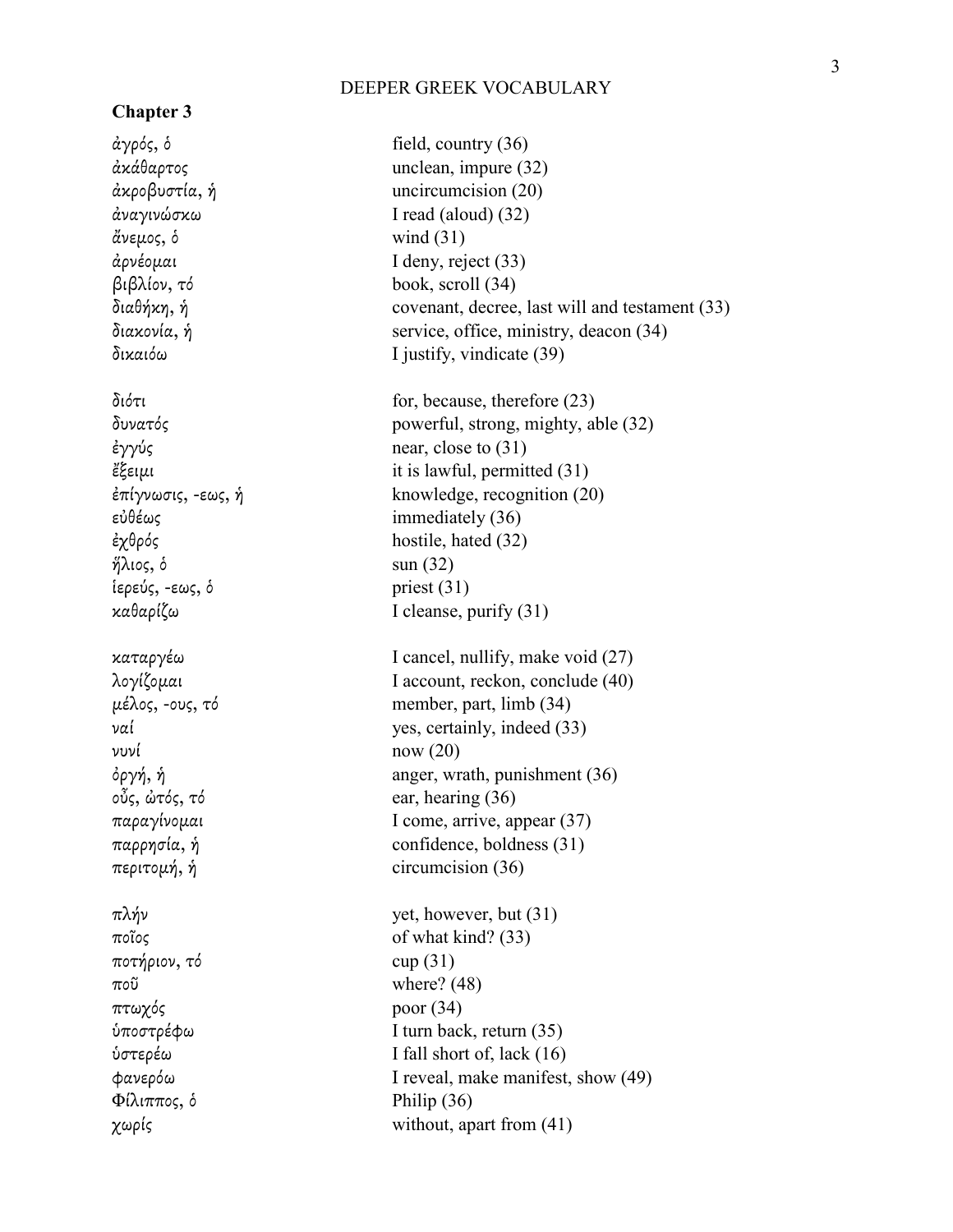## DEEPER GREEK VOCABULARY

### Chapter 3

| | |
|---|---|
| ἀγρός, ὁ | field, country (36) |
| ἀκάθαρτος | unclean, impure (32) |
| ἀκροβυστία, ἡ | uncircumcision (20) |
| ἀναγινώσκω | I read (aloud) (32) |
| ἄνεμος, ὁ | wind (31) |
| ἀρνέομαι | I deny, reject (33) |
| βιβλίον, τό | book, scroll (34) |
| διαθήκη, ἡ | covenant, decree, last will and testament (33) |
| διακονία, ἡ | service, office, ministry, deacon (34) |
| δικαιόω | I justify, vindicate (39) |
| διότι | for, because, therefore (23) |
| δυνατός | powerful, strong, mighty, able (32) |
| ἐγγύς | near, close to (31) |
| ἔξειμι | it is lawful, permitted (31) |
| ἐπίγνωσις, -εως, ἡ | knowledge, recognition (20) |
| εὐθέως | immediately (36) |
| ἐχθρός | hostile, hated (32) |
| ἥλιος, ὁ | sun (32) |
| ἱερεύς, -εως, ὁ | priest (31) |
| καθαρίζω | I cleanse, purify (31) |
| καταργέω | I cancel, nullify, make void (27) |
| λογίζομαι | I account, reckon, conclude (40) |
| μέλος, -ους, τό | member, part, limb (34) |
| ναί | yes, certainly, indeed (33) |
| νυνί | now (20) |
| ὀργή, ἡ | anger, wrath, punishment (36) |
| οὖς, ὠτός, τό | ear, hearing (36) |
| παραγίνομαι | I come, arrive, appear (37) |
| παρρησία, ἡ | confidence, boldness (31) |
| περιτομή, ἡ | circumcision (36) |
| πλήν | yet, however, but (31) |
| ποῖος | of what kind? (33) |
| ποτήριον, τό | cup (31) |
| ποῦ | where? (48) |
| πτωχός | poor (34) |
| ὑποστρέφω | I turn back, return (35) |
| ὑστερέω | I fall short of, lack (16) |
| φανερόω | I reveal, make manifest, show (49) |
| Φίλιππος, ὁ | Philip (36) |
| χωρίς | without, apart from (41) |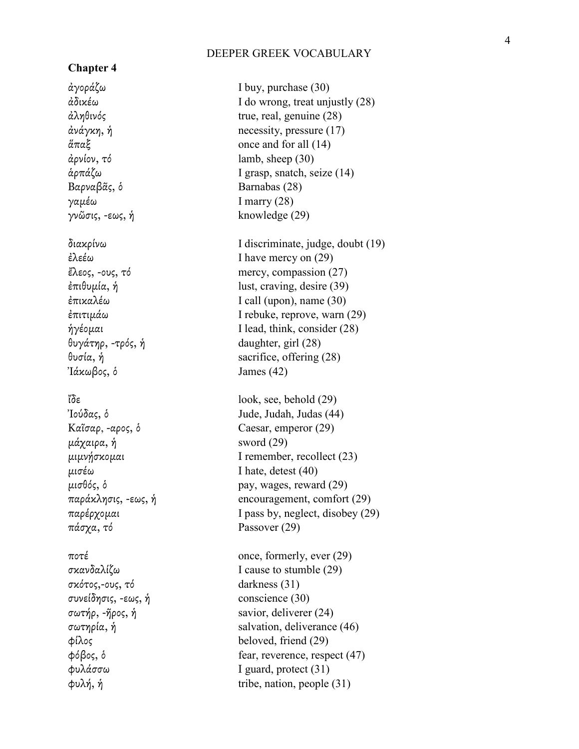## Chapter 4

| | |
|---|---|
| ἀγοράζω | I buy, purchase (30) |
| ἀδικέω | I do wrong, treat unjustly (28) |
| ἀληθινός | true, real, genuine (28) |
| ἀνάγκη, ἡ | necessity, pressure (17) |
| ἅπαξ | once and for all (14) |
| ἀρνίον, τό | lamb, sheep (30) |
| ἁρπάζω | I grasp, snatch, seize (14) |
| Βαρναβᾶς, ὁ | Barnabas (28) |
| γαμέω | I marry (28) |
| γνῶσις, -εως, ἡ | knowledge (29) |
| διακρίνω | I discriminate, judge, doubt (19) |
| ἐλεέω | I have mercy on (29) |
| ἔλεος, -ους, τό | mercy, compassion (27) |
| ἐπιθυμία, ἡ | lust, craving, desire (39) |
| ἐπικαλέω | I call (upon), name (30) |
| ἐπιτιμάω | I rebuke, reprove, warn (29) |
| ἡγέομαι | I lead, think, consider (28) |
| θυγάτηρ, -τρός, ἡ | daughter, girl (28) |
| θυσία, ἡ | sacrifice, offering (28) |
| Ἰάκωβος, ὁ | James (42) |
| ἴδε | look, see, behold (29) |
| Ἰούδας, ὁ | Jude, Judah, Judas (44) |
| Καῖσαρ, -αρος, ὁ | Caesar, emperor (29) |
| μάχαιρα, ἡ | sword (29) |
| μιμνήσκομαι | I remember, recollect (23) |
| μισέω | I hate, detest (40) |
| μισθός, ὁ | pay, wages, reward (29) |
| παράκλησις, -εως, ἡ | encouragement, comfort (29) |
| παρέρχομαι | I pass by, neglect, disobey (29) |
| πάσχα, τό | Passover (29) |
| ποτέ | once, formerly, ever (29) |
| σκανδαλίζω | I cause to stumble (29) |
| σκότος,-ους, τό | darkness (31) |
| συνείδησις, -εως, ἡ | conscience (30) |
| σωτήρ, -ῆρος, ἡ | savior, deliverer (24) |
| σωτηρία, ἡ | salvation, deliverance (46) |
| φίλος | beloved, friend (29) |
| φόβος, ὁ | fear, reverence, respect (47) |
| φυλάσσω | I guard, protect (31) |
| φυλή, ἡ | tribe, nation, people (31) |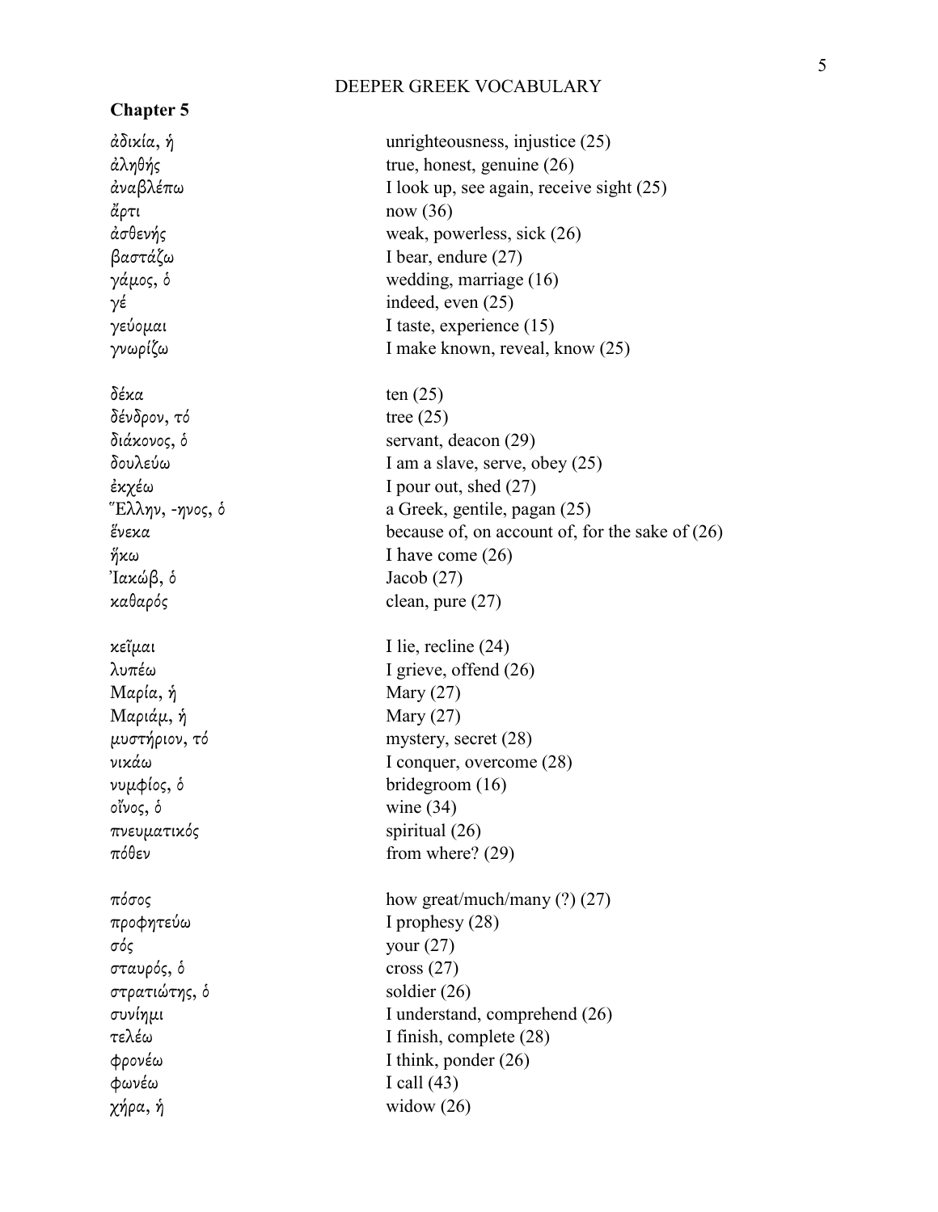## Chapter 5

| | |
|---|---|
| ἀδικία, ἡ | unrighteousness, injustice (25) |
| ἀληθής | true, honest, genuine (26) |
| ἀναβλέπω | I look up, see again, receive sight (25) |
| ἄρτι | now (36) |
| ἀσθενής | weak, powerless, sick (26) |
| βαστάζω | I bear, endure (27) |
| γάμος, ὁ | wedding, marriage (16) |
| γέ | indeed, even (25) |
| γεύομαι | I taste, experience (15) |
| γνωρίζω | I make known, reveal, know (25) |
| δέκα | ten (25) |
| δένδρον, τό | tree (25) |
| διάκονος, ὁ | servant, deacon (29) |
| δουλεύω | I am a slave, serve, obey (25) |
| ἐκχέω | I pour out, shed (27) |
| Ἕλλην, -ηνος, ὁ | a Greek, gentile, pagan (25) |
| ἕνεκα | because of, on account of, for the sake of (26) |
| ἥκω | I have come (26) |
| Ἰακώβ, ὁ | Jacob (27) |
| καθαρός | clean, pure (27) |
| κεῖμαι | I lie, recline (24) |
| λυπέω | I grieve, offend (26) |
| Μαρία, ἡ | Mary (27) |
| Μαριάμ, ἡ | Mary (27) |
| μυστήριον, τό | mystery, secret (28) |
| νικάω | I conquer, overcome (28) |
| νυμφίος, ὁ | bridegroom (16) |
| οἶνος, ὁ | wine (34) |
| πνευματικός | spiritual (26) |
| πόθεν | from where? (29) |
| πόσος | how great/much/many (?) (27) |
| προφητεύω | I prophesy (28) |
| σός | your (27) |
| σταυρός, ὁ | cross (27) |
| στρατιώτης, ὁ | soldier (26) |
| συνίημι | I understand, comprehend (26) |
| τελέω | I finish, complete (28) |
| φρονέω | I think, ponder (26) |
| φωνέω | I call (43) |
| χήρα, ἡ | widow (26) |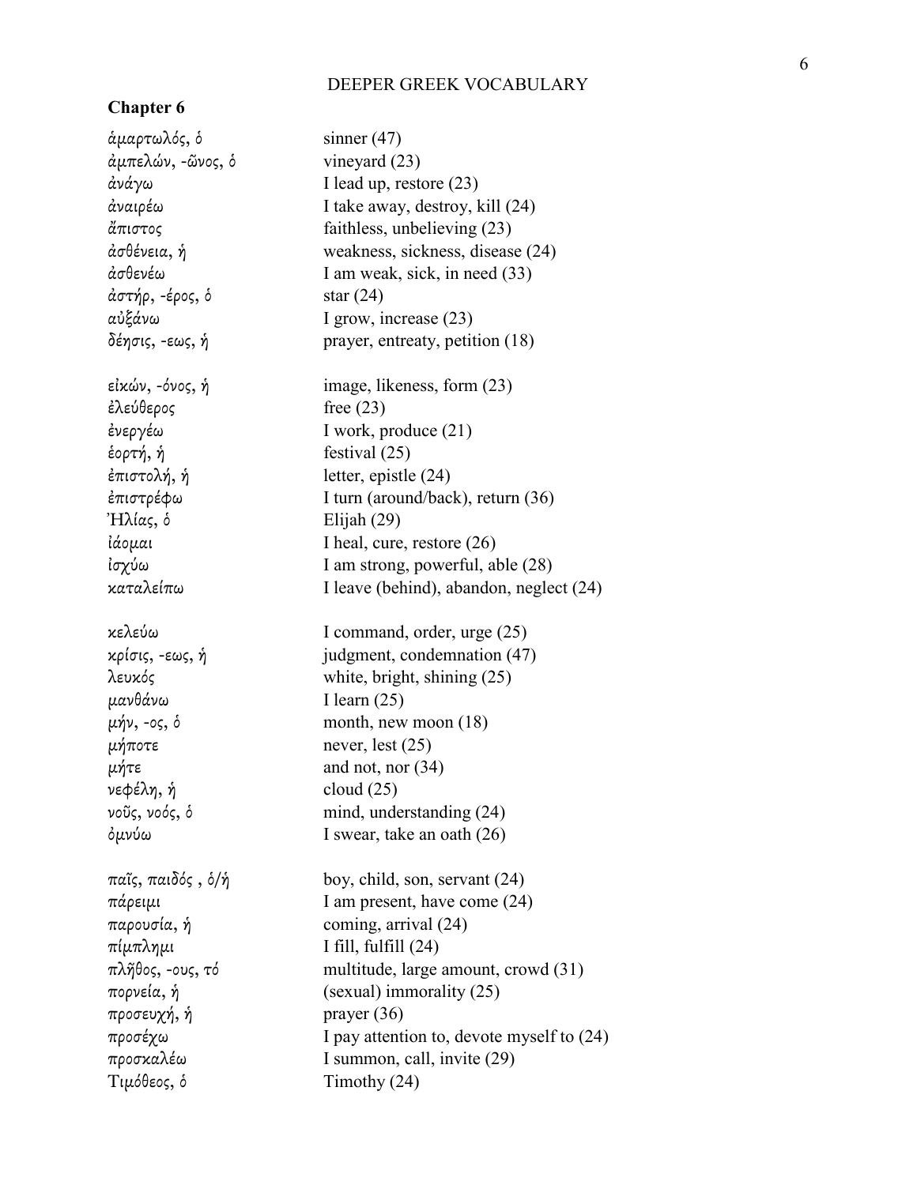# DEEPER GREEK VOCABULARY

## Chapter 6

| | |
|---|---|
| ἁμαρτωλός, ὁ | sinner (47) |
| ἀμπελών, -ῶνος, ὁ | vineyard (23) |
| ἀνάγω | I lead up, restore (23) |
| ἀναιρέω | I take away, destroy, kill (24) |
| ἄπιστος | faithless, unbelieving (23) |
| ἀσθένεια, ἡ | weakness, sickness, disease (24) |
| ἀσθενέω | I am weak, sick, in need (33) |
| ἀστήρ, -έρος, ὁ | star (24) |
| αὐξάνω | I grow, increase (23) |
| δέησις, -εως, ἡ | prayer, entreaty, petition (18) |
| | |
| εἰκών, -όνος, ἡ | image, likeness, form (23) |
| ἐλεύθερος | free (23) |
| ἐνεργέω | I work, produce (21) |
| ἑορτή, ἡ | festival (25) |
| ἐπιστολή, ἡ | letter, epistle (24) |
| ἐπιστρέφω | I turn (around/back), return (36) |
| Ἠλίας, ὁ | Elijah (29) |
| ἰάομαι | I heal, cure, restore (26) |
| ἰσχύω | I am strong, powerful, able (28) |
| καταλείπω | I leave (behind), abandon, neglect (24) |
| | |
| κελεύω | I command, order, urge (25) |
| κρίσις, -εως, ἡ | judgment, condemnation (47) |
| λευκός | white, bright, shining (25) |
| μανθάνω | I learn (25) |
| μήν, -ος, ὁ | month, new moon (18) |
| μήποτε | never, lest (25) |
| μήτε | and not, nor (34) |
| νεφέλη, ἡ | cloud (25) |
| νοῦς, νοός, ὁ | mind, understanding (24) |
| ὀμνύω | I swear, take an oath (26) |
| | |
| παῖς, παιδός , ὁ/ἡ | boy, child, son, servant (24) |
| πάρειμι | I am present, have come (24) |
| παρουσία, ἡ | coming, arrival (24) |
| πίμπλημι | I fill, fulfill (24) |
| πλῆθος, -ους, τό | multitude, large amount, crowd (31) |
| πορνεία, ἡ | (sexual) immorality (25) |
| προσευχή, ἡ | prayer (36) |
| προσέχω | I pay attention to, devote myself to (24) |
| προσκαλέω | I summon, call, invite (29) |
| Τιμόθεος, ὁ | Timothy (24) |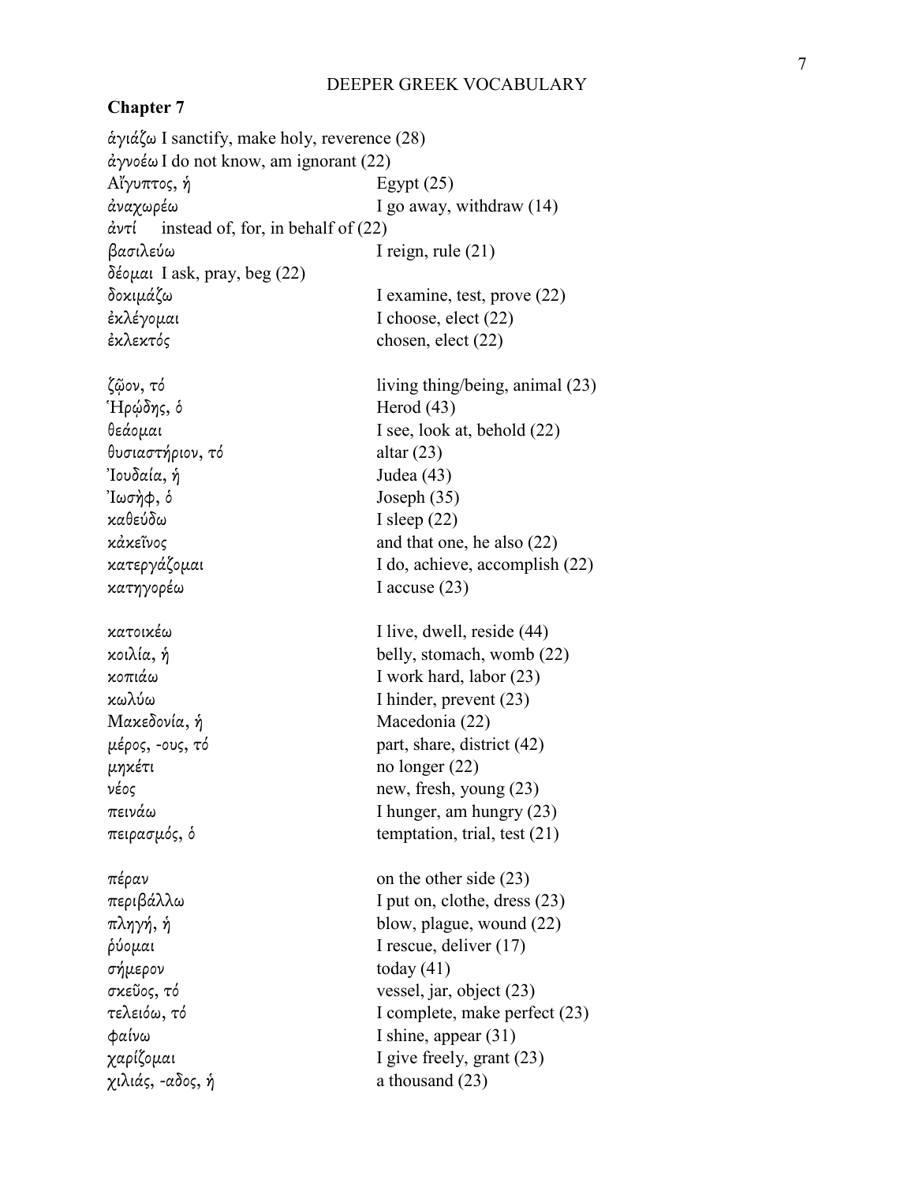# DEEPER GREEK VOCABULARY

## Chapter 7

ἁγιάζω I sanctify, make holy, reverence (28)
ἀγνοέω I do not know, am ignorant (22)
Αἴγυπτος, ἡ Egypt (25)
ἀναχωρέω I go away, withdraw (14)
ἀντί instead of, for, in behalf of (22)
βασιλεύω I reign, rule (21)
δέομαι I ask, pray, beg (22)
δοκιμάζω I examine, test, prove (22)
ἐκλέγομαι I choose, elect (22)
ἐκλεκτός chosen, elect (22)

ζῷον, τό living thing/being, animal (23)
Ἡρῴδης, ὁ Herod (43)
θεάομαι I see, look at, behold (22)
θυσιαστήριον, τό altar (23)
Ἰουδαία, ἡ Judea (43)
Ἰωσήφ, ὁ Joseph (35)
καθεύδω I sleep (22)
κἀκεῖνος and that one, he also (22)
κατεργάζομαι I do, achieve, accomplish (22)
κατηγορέω I accuse (23)

κατοικέω I live, dwell, reside (44)
κοιλία, ἡ belly, stomach, womb (22)
κοπιάω I work hard, labor (23)
κωλύω I hinder, prevent (23)
Μακεδονία, ἡ Macedonia (22)
μέρος, -ους, τό part, share, district (42)
μηκέτι no longer (22)
νέος new, fresh, young (23)
πεινάω I hunger, am hungry (23)
πειρασμός, ὁ temptation, trial, test (21)

πέραν on the other side (23)
περιβάλλω I put on, clothe, dress (23)
πληγή, ἡ blow, plague, wound (22)
ῥύομαι I rescue, deliver (17)
σήμερον today (41)
σκεῦος, τό vessel, jar, object (23)
τελειόω, τό I complete, make perfect (23)
φαίνω I shine, appear (31)
χαρίζομαι I give freely, grant (23)
χιλιάς, -αδος, ἡ a thousand (23)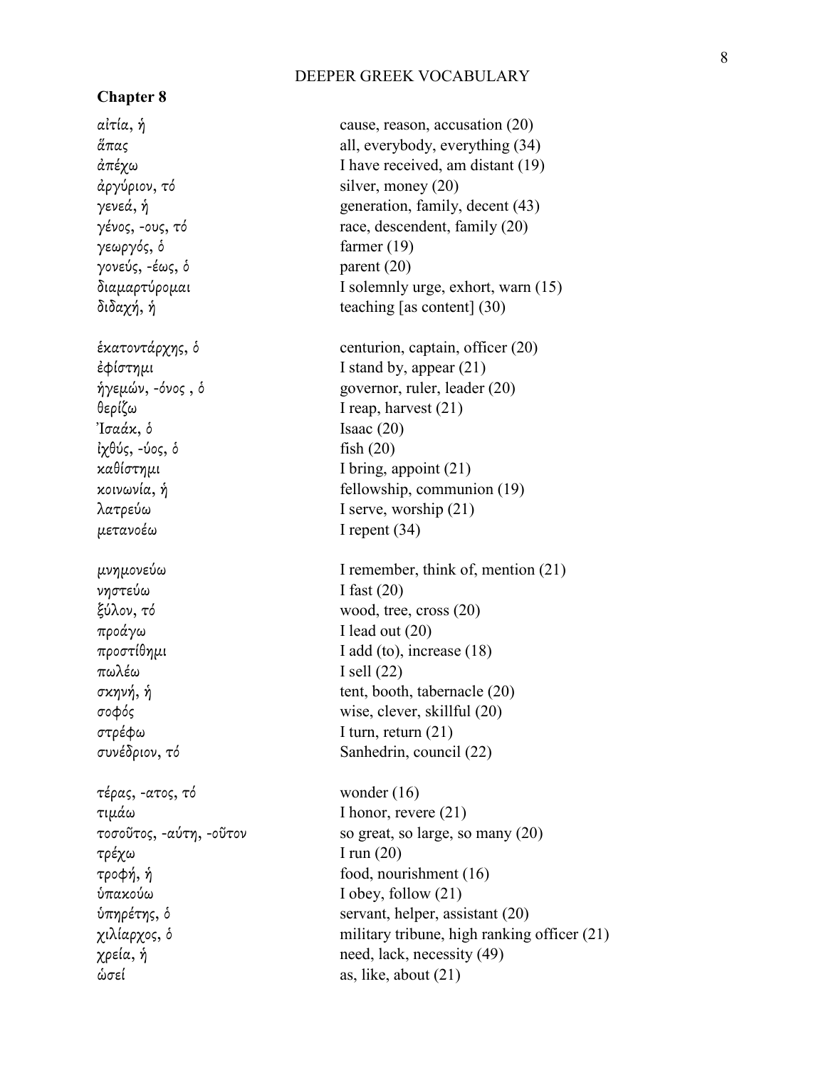## DEEPER GREEK VOCABULARY

### Chapter 8

| | |
|---|---|
| αἰτία, ἡ | cause, reason, accusation (20) |
| ἅπας | all, everybody, everything (34) |
| ἀπέχω | I have received, am distant (19) |
| ἀργύριον, τό | silver, money (20) |
| γενεά, ἡ | generation, family, decent (43) |
| γένος, -ους, τό | race, descendent, family (20) |
| γεωργός, ὁ | farmer (19) |
| γονεύς, -έως, ὁ | parent (20) |
| διαμαρτύρομαι | I solemnly urge, exhort, warn (15) |
| διδαχή, ἡ | teaching [as content] (30) |
| ἑκατοντάρχης, ὁ | centurion, captain, officer (20) |
| ἐφίστημι | I stand by, appear (21) |
| ἡγεμών, -όνος , ὁ | governor, ruler, leader (20) |
| θερίζω | I reap, harvest (21) |
| Ἰσαάκ, ὁ | Isaac (20) |
| ἰχθύς, -ύος, ὁ | fish (20) |
| καθίστημι | I bring, appoint (21) |
| κοινωνία, ἡ | fellowship, communion (19) |
| λατρεύω | I serve, worship (21) |
| μετανοέω | I repent (34) |
| μνημονεύω | I remember, think of, mention (21) |
| νηστεύω | I fast (20) |
| ξύλον, τό | wood, tree, cross (20) |
| προάγω | I lead out (20) |
| προστίθημι | I add (to), increase (18) |
| πωλέω | I sell (22) |
| σκηνή, ἡ | tent, booth, tabernacle (20) |
| σοφός | wise, clever, skillful (20) |
| στρέφω | I turn, return (21) |
| συνέδριον, τό | Sanhedrin, council (22) |
| τέρας, -ατος, τό | wonder (16) |
| τιμάω | I honor, revere (21) |
| τοσοῦτος, -αύτη, -οῦτον | so great, so large, so many (20) |
| τρέχω | I run (20) |
| τροφή, ἡ | food, nourishment (16) |
| ὑπακούω | I obey, follow (21) |
| ὑπηρέτης, ὁ | servant, helper, assistant (20) |
| χιλίαρχος, ὁ | military tribune, high ranking officer (21) |
| χρεία, ἡ | need, lack, necessity (49) |
| ὡσεί | as, like, about (21) |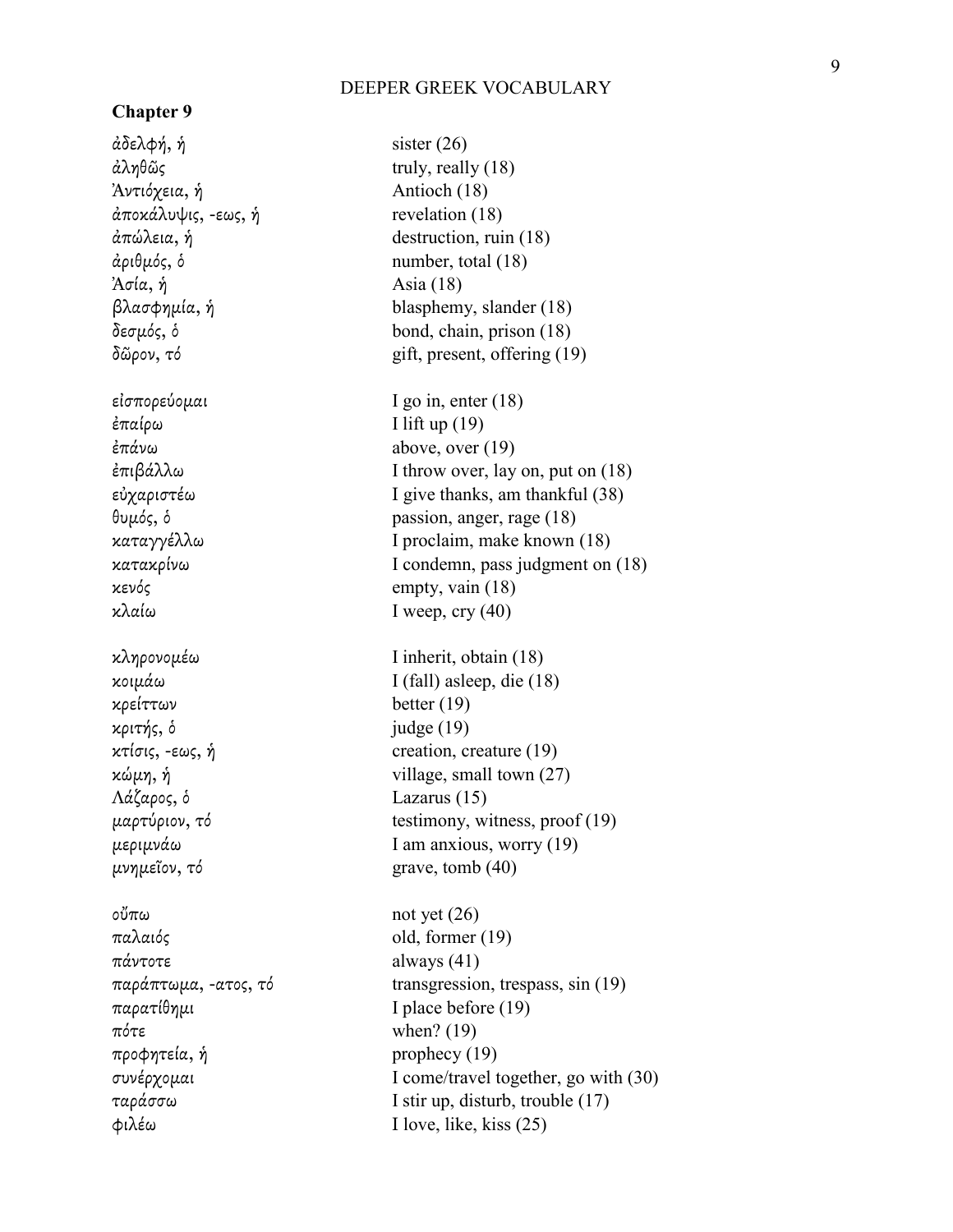# DEEPER GREEK VOCABULARY

## Chapter 9

| | |
|---|---|
| ἀδελφή, ἡ | sister (26) |
| ἀληθῶς | truly, really (18) |
| Ἀντιόχεια, ἡ | Antioch (18) |
| ἀποκάλυψις, -εως, ἡ | revelation (18) |
| ἀπώλεια, ἡ | destruction, ruin (18) |
| ἀριθμός, ὁ | number, total (18) |
| Ἀσία, ἡ | Asia (18) |
| βλασφημία, ἡ | blasphemy, slander (18) |
| δεσμός, ὁ | bond, chain, prison (18) |
| δῶρον, τό | gift, present, offering (19) |
| εἰσπορεύομαι | I go in, enter (18) |
| ἐπαίρω | I lift up (19) |
| ἐπάνω | above, over (19) |
| ἐπιβάλλω | I throw over, lay on, put on (18) |
| εὐχαριστέω | I give thanks, am thankful (38) |
| θυμός, ὁ | passion, anger, rage (18) |
| καταγγέλλω | I proclaim, make known (18) |
| κατακρίνω | I condemn, pass judgment on (18) |
| κενός | empty, vain (18) |
| κλαίω | I weep, cry (40) |
| κληρονομέω | I inherit, obtain (18) |
| κοιμάω | I (fall) asleep, die (18) |
| κρείττων | better (19) |
| κριτής, ὁ | judge (19) |
| κτίσις, -εως, ἡ | creation, creature (19) |
| κώμη, ἡ | village, small town (27) |
| Λάζαρος, ὁ | Lazarus (15) |
| μαρτύριον, τό | testimony, witness, proof (19) |
| μεριμνάω | I am anxious, worry (19) |
| μνημεῖον, τό | grave, tomb (40) |
| οὔπω | not yet (26) |
| παλαιός | old, former (19) |
| πάντοτε | always (41) |
| παράπτωμα, -ατος, τό | transgression, trespass, sin (19) |
| παρατίθημι | I place before (19) |
| πότε | when? (19) |
| προφητεία, ἡ | prophecy (19) |
| συνέρχομαι | I come/travel together, go with (30) |
| ταράσσω | I stir up, disturb, trouble (17) |
| φιλέω | I love, like, kiss (25) |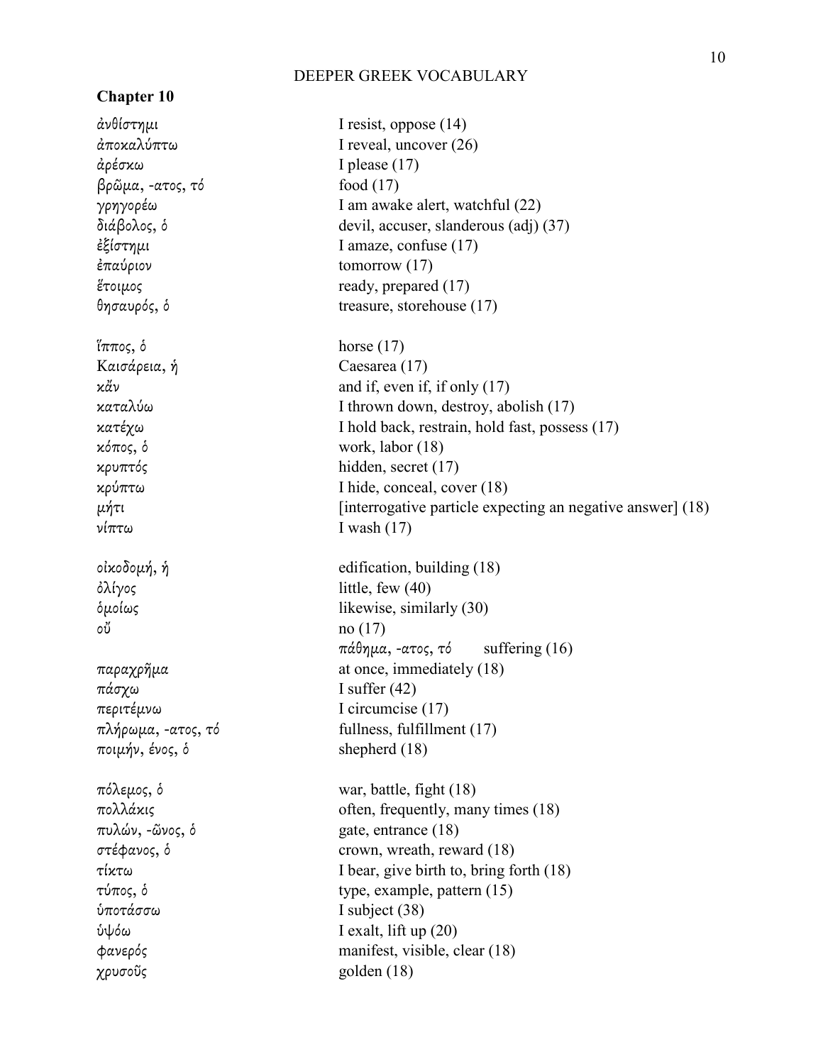## DEEPER GREEK VOCABULARY

**Chapter 10**

| | |
|---|---|
| ἀνθίστημι | I resist, oppose (14) |
| ἀποκαλύπτω | I reveal, uncover (26) |
| ἀρέσκω | I please (17) |
| βρῶμα, -ατος, τό | food (17) |
| γρηγορέω | I am awake alert, watchful (22) |
| διάβολος, ὁ | devil, accuser, slanderous (adj) (37) |
| ἐξίστημι | I amaze, confuse (17) |
| ἐπαύριον | tomorrow (17) |
| ἕτοιμος | ready, prepared (17) |
| θησαυρός, ὁ | treasure, storehouse (17) |
| ἵππος, ὁ | horse (17) |
| Καισάρεια, ἡ | Caesarea (17) |
| κἄν | and if, even if, if only (17) |
| καταλύω | I thrown down, destroy, abolish (17) |
| κατέχω | I hold back, restrain, hold fast, possess (17) |
| κόπος, ὁ | work, labor (18) |
| κρυπτός | hidden, secret (17) |
| κρύπτω | I hide, conceal, cover (18) |
| μήτι | [interrogative particle expecting an negative answer] (18) |
| νίπτω | I wash (17) |
| οἰκοδομή, ἡ | edification, building (18) |
| ὀλίγος | little, few (40) |
| ὁμοίως | likewise, similarly (30) |
| οὔ | no (17) |
| πάθημα, -ατος, τό | suffering (16) |
| παραχρῆμα | at once, immediately (18) |
| πάσχω | I suffer (42) |
| περιτέμνω | I circumcise (17) |
| πλήρωμα, -ατος, τό | fullness, fulfillment (17) |
| ποιμήν, ένος, ὁ | shepherd (18) |
| πόλεμος, ὁ | war, battle, fight (18) |
| πολλάκις | often, frequently, many times (18) |
| πυλών, -ῶνος, ὁ | gate, entrance (18) |
| στέφανος, ὁ | crown, wreath, reward (18) |
| τίκτω | I bear, give birth to, bring forth (18) |
| τύπος, ὁ | type, example, pattern (15) |
| ὑποτάσσω | I subject (38) |
| ὑψόω | I exalt, lift up (20) |
| φανερός | manifest, visible, clear (18) |
| χρυσοῦς | golden (18) |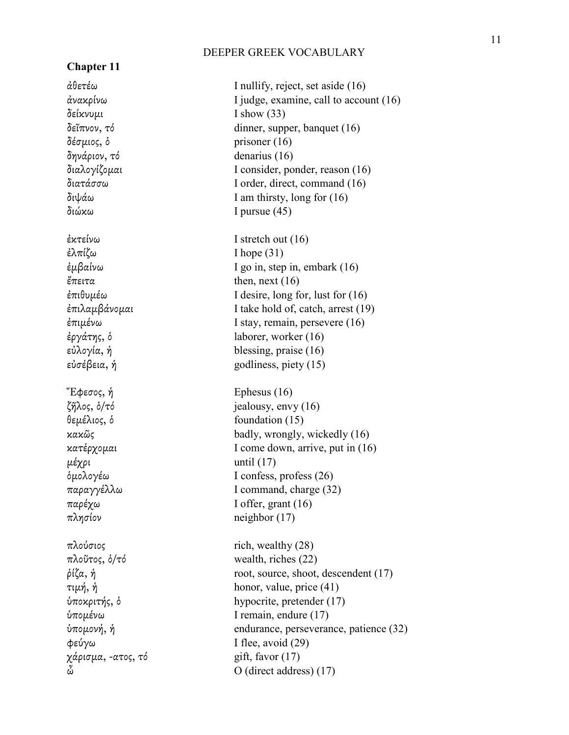## DEEPER GREEK VOCABULARY

### Chapter 11

| | |
|---|---|
| ἀθετέω | I nullify, reject, set aside (16) |
| ἀνακρίνω | I judge, examine, call to account (16) |
| δείκνυμι | I show (33) |
| δεῖπνον, τό | dinner, supper, banquet (16) |
| δέσμιος, ὁ | prisoner (16) |
| δηνάριον, τό | denarius (16) |
| διαλογίζομαι | I consider, ponder, reason (16) |
| διατάσσω | I order, direct, command (16) |
| διψάω | I am thirsty, long for (16) |
| διώκω | I pursue (45) |
| ἐκτείνω | I stretch out (16) |
| ἐλπίζω | I hope (31) |
| ἐμβαίνω | I go in, step in, embark (16) |
| ἔπειτα | then, next (16) |
| ἐπιθυμέω | I desire, long for, lust for (16) |
| ἐπιλαμβάνομαι | I take hold of, catch, arrest (19) |
| ἐπιμένω | I stay, remain, persevere (16) |
| ἐργάτης, ὁ | laborer, worker (16) |
| εὐλογία, ἡ | blessing, praise (16) |
| εὐσέβεια, ἡ | godliness, piety (15) |
| Ἔφεσος, ἡ | Ephesus (16) |
| ζῆλος, ὁ/τό | jealousy, envy (16) |
| θεμέλιος, ὁ | foundation (15) |
| κακῶς | badly, wrongly, wickedly (16) |
| κατέρχομαι | I come down, arrive, put in (16) |
| μέχρι | until (17) |
| ὁμολογέω | I confess, profess (26) |
| παραγγέλλω | I command, charge (32) |
| παρέχω | I offer, grant (16) |
| πλησίον | neighbor (17) |
| πλούσιος | rich, wealthy (28) |
| πλοῦτος, ὁ/τό | wealth, riches (22) |
| ῥίζα, ἡ | root, source, shoot, descendent (17) |
| τιμή, ἡ | honor, value, price (41) |
| ὑποκριτής, ὁ | hypocrite, pretender (17) |
| ὑπομένω | I remain, endure (17) |
| ὑπομονή, ἡ | endurance, perseverance, patience (32) |
| φεύγω | I flee, avoid (29) |
| χάρισμα, -ατος, τό | gift, favor (17) |
| ὦ | O (direct address) (17) |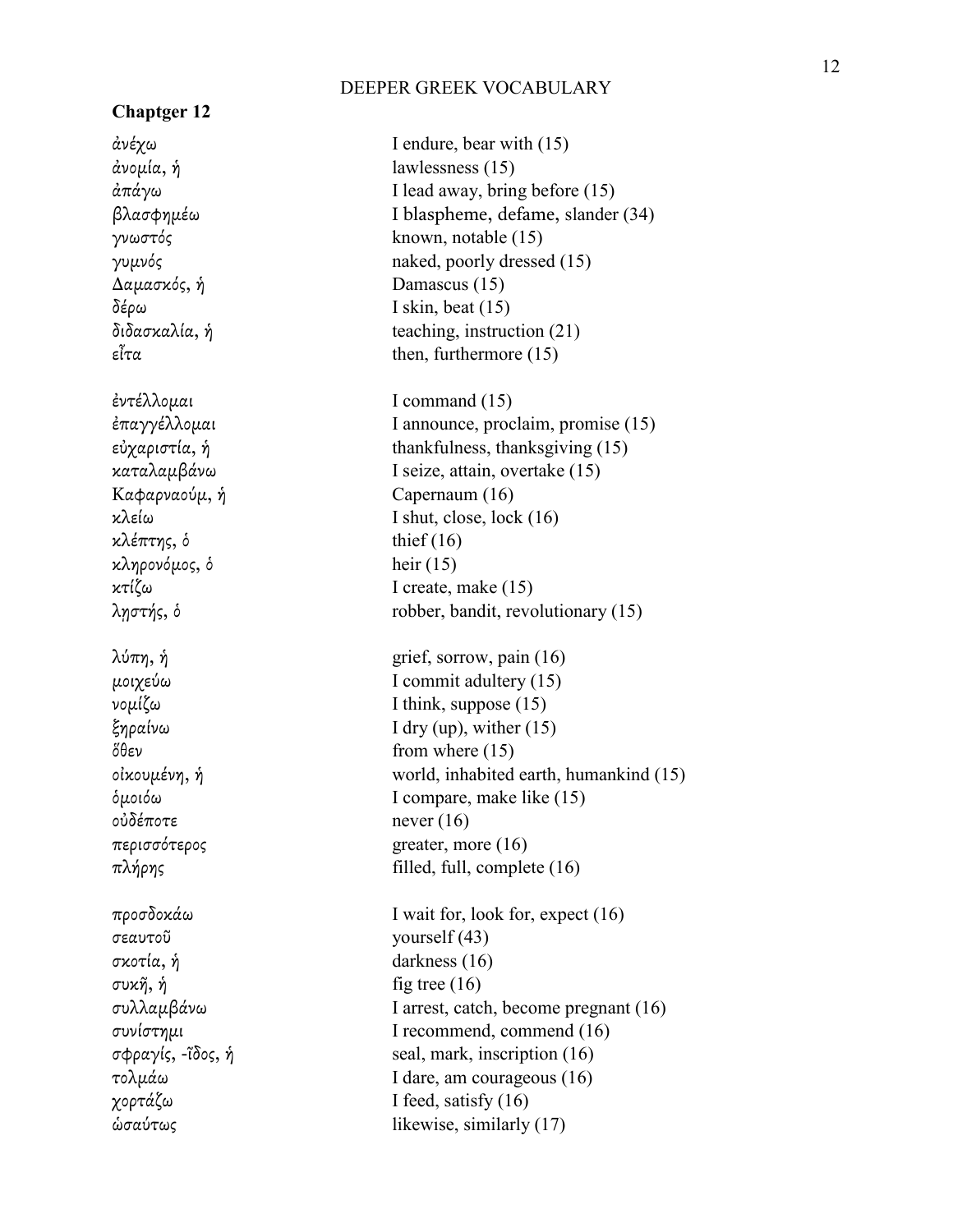DEEPER GREEK VOCABULARY

**Chaptger 12**

| | |
|---|---|
| ἀνέχω | I endure, bear with (15) |
| ἀνομία, ἡ | lawlessness (15) |
| ἀπάγω | I lead away, bring before (15) |
| βλασφημέω | I blaspheme, defame, slander (34) |
| γνωστός | known, notable (15) |
| γυμνός | naked, poorly dressed (15) |
| Δαμασκός, ἡ | Damascus (15) |
| δέρω | I skin, beat (15) |
| διδασκαλία, ἡ | teaching, instruction (21) |
| εἶτα | then, furthermore (15) |
| ἐντέλλομαι | I command (15) |
| ἐπαγγέλλομαι | I announce, proclaim, promise (15) |
| εὐχαριστία, ἡ | thankfulness, thanksgiving (15) |
| καταλαμβάνω | I seize, attain, overtake (15) |
| Καφαρναούμ, ἡ | Capernaum (16) |
| κλείω | I shut, close, lock (16) |
| κλέπτης, ὁ | thief (16) |
| κληρονόμος, ὁ | heir (15) |
| κτίζω | I create, make (15) |
| λῃστής, ὁ | robber, bandit, revolutionary (15) |
| λύπη, ἡ | grief, sorrow, pain (16) |
| μοιχεύω | I commit adultery (15) |
| νομίζω | I think, suppose (15) |
| ξηραίνω | I dry (up), wither (15) |
| ὅθεν | from where (15) |
| οἰκουμένη, ἡ | world, inhabited earth, humankind (15) |
| ὁμοιόω | I compare, make like (15) |
| οὐδέποτε | never (16) |
| περισσότερος | greater, more (16) |
| πλήρης | filled, full, complete (16) |
| προσδοκάω | I wait for, look for, expect (16) |
| σεαυτοῦ | yourself (43) |
| σκοτία, ἡ | darkness (16) |
| συκῆ, ἡ | fig tree (16) |
| συλλαμβάνω | I arrest, catch, become pregnant (16) |
| συνίστημι | I recommend, commend (16) |
| σφραγίς, -ῖδος, ἡ | seal, mark, inscription (16) |
| τολμάω | I dare, am courageous (16) |
| χορτάζω | I feed, satisfy (16) |
| ὡσαύτως | likewise, similarly (17) |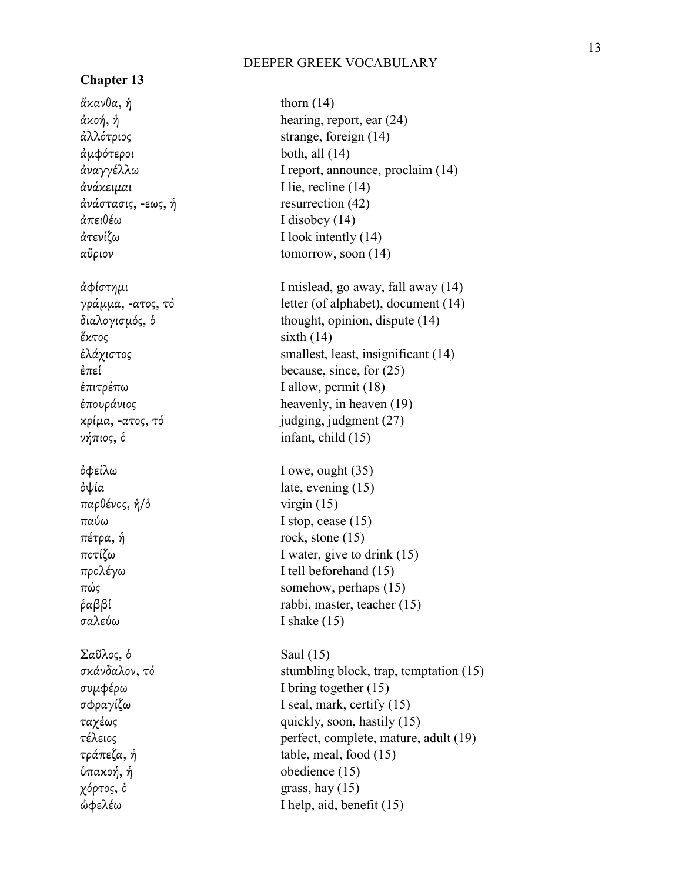## Chapter 13

| | |
|---|---|
| ἄκανθα, ἡ | thorn (14) |
| ἀκοή, ἡ | hearing, report, ear (24) |
| ἀλλότριος | strange, foreign (14) |
| ἀμφότεροι | both, all (14) |
| ἀναγγέλλω | I report, announce, proclaim (14) |
| ἀνάκειμαι | I lie, recline (14) |
| ἀνάστασις, -εως, ἡ | resurrection (42) |
| ἀπειθέω | I disobey (14) |
| ἀτενίζω | I look intently (14) |
| αὔριον | tomorrow, soon (14) |
| ἀφίστημι | I mislead, go away, fall away (14) |
| γράμμα, -ατος, τό | letter (of alphabet), document (14) |
| διαλογισμός, ὁ | thought, opinion, dispute (14) |
| ἕκτος | sixth (14) |
| ἐλάχιστος | smallest, least, insignificant (14) |
| ἐπεί | because, since, for (25) |
| ἐπιτρέπω | I allow, permit (18) |
| ἐπουράνιος | heavenly, in heaven (19) |
| κρίμα, -ατος, τό | judging, judgment (27) |
| νήπιος, ὁ | infant, child (15) |
| ὀφείλω | I owe, ought (35) |
| ὀψία | late, evening (15) |
| παρθένος, ἡ/ὁ | virgin (15) |
| παύω | I stop, cease (15) |
| πέτρα, ἡ | rock, stone (15) |
| ποτίζω | I water, give to drink (15) |
| προλέγω | I tell beforehand (15) |
| πώς | somehow, perhaps (15) |
| ῥαββί | rabbi, master, teacher (15) |
| σαλεύω | I shake (15) |
| Σαῦλος, ὁ | Saul (15) |
| σκάνδαλον, τό | stumbling block, trap, temptation (15) |
| συμφέρω | I bring together (15) |
| σφραγίζω | I seal, mark, certify (15) |
| ταχέως | quickly, soon, hastily (15) |
| τέλειος | perfect, complete, mature, adult (19) |
| τράπεζα, ἡ | table, meal, food (15) |
| ὑπακοή, ἡ | obedience (15) |
| χόρτος, ὁ | grass, hay (15) |
| ὠφελέω | I help, aid, benefit (15) |